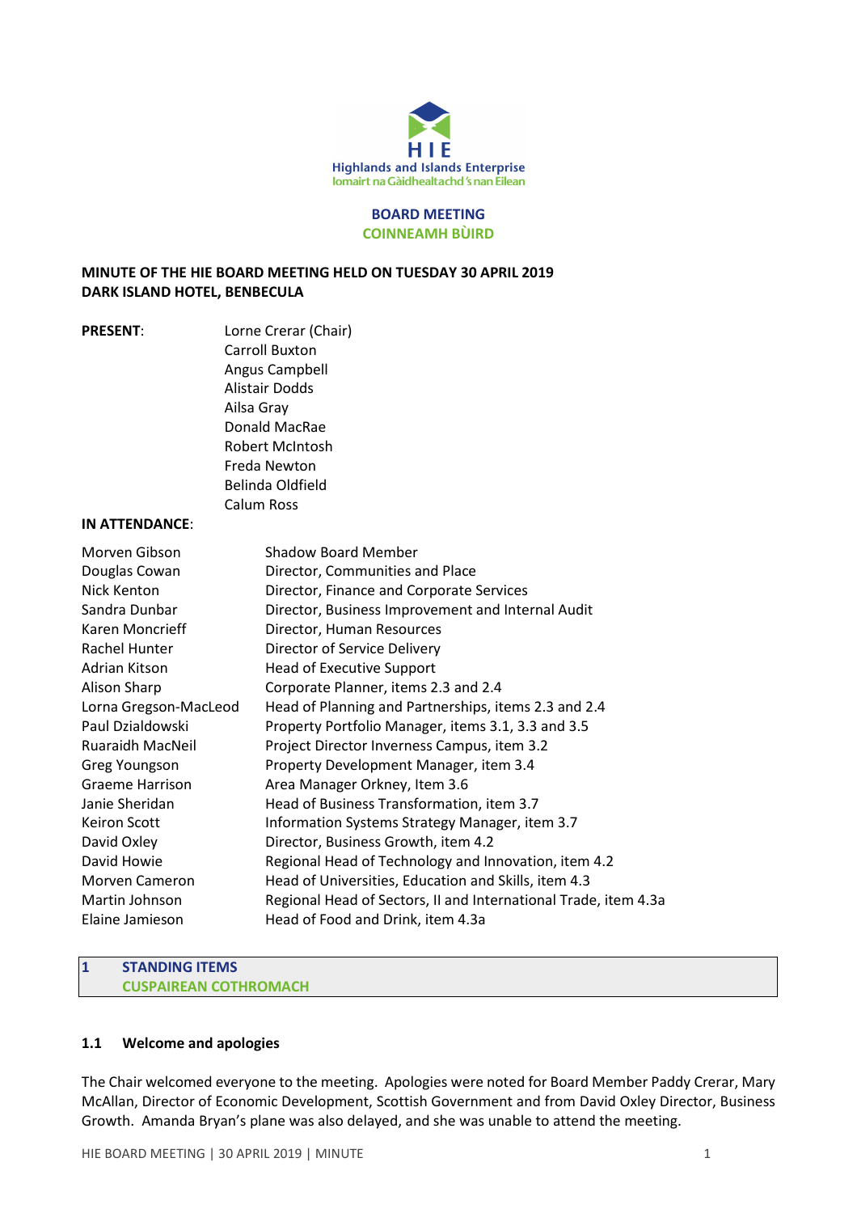HIE

Highlands and Islands Enterprise

Iomairt na Gàidhealtachd 's nan Eilean

**BOARD MEETING**

**COINNEAMH BÙIRD**

**MINUTE OF THE HIE BOARD MEETING HELD ON TUESDAY 30 APRIL 2019**
**DARK ISLAND HOTEL, BENBECULA**

**PRESENT**:

Lorne Crerar (Chair)
Carroll Buxton
Angus Campbell
Alistair Dodds
Ailsa Gray
Donald MacRae
Robert McIntosh
Freda Newton
Belinda Oldfield
Calum Ross

**IN ATTENDANCE**:

| | |
|---|---|
| Morven Gibson | Shadow Board Member |
| Douglas Cowan | Director, Communities and Place |
| Nick Kenton | Director, Finance and Corporate Services |
| Sandra Dunbar | Director, Business Improvement and Internal Audit |
| Karen Moncrieff | Director, Human Resources |
| Rachel Hunter | Director of Service Delivery |
| Adrian Kitson | Head of Executive Support |
| Alison Sharp | Corporate Planner, items 2.3 and 2.4 |
| Lorna Gregson-MacLeod | Head of Planning and Partnerships, items 2.3 and 2.4 |
| Paul Dzialdowski | Property Portfolio Manager, items 3.1, 3.3 and 3.5 |
| Ruaraidh MacNeil | Project Director Inverness Campus, item 3.2 |
| Greg Youngson | Property Development Manager, item 3.4 |
| Graeme Harrison | Area Manager Orkney, Item 3.6 |
| Janie Sheridan | Head of Business Transformation, item 3.7 |
| Keiron Scott | Information Systems Strategy Manager, item 3.7 |
| David Oxley | Director, Business Growth, item 4.2 |
| David Howie | Regional Head of Technology and Innovation, item 4.2 |
| Morven Cameron | Head of Universities, Education and Skills, item 4.3 |
| Martin Johnson | Regional Head of Sectors, II and International Trade, item 4.3a |
| Elaine Jamieson | Head of Food and Drink, item 4.3a |

## 1 STANDING ITEMS
## CUSPAIREAN COTHROMACH

### 1.1 Welcome and apologies

The Chair welcomed everyone to the meeting. Apologies were noted for Board Member Paddy Crerar, Mary McAllan, Director of Economic Development, Scottish Government and from David Oxley Director, Business Growth. Amanda Bryan's plane was also delayed, and she was unable to attend the meeting.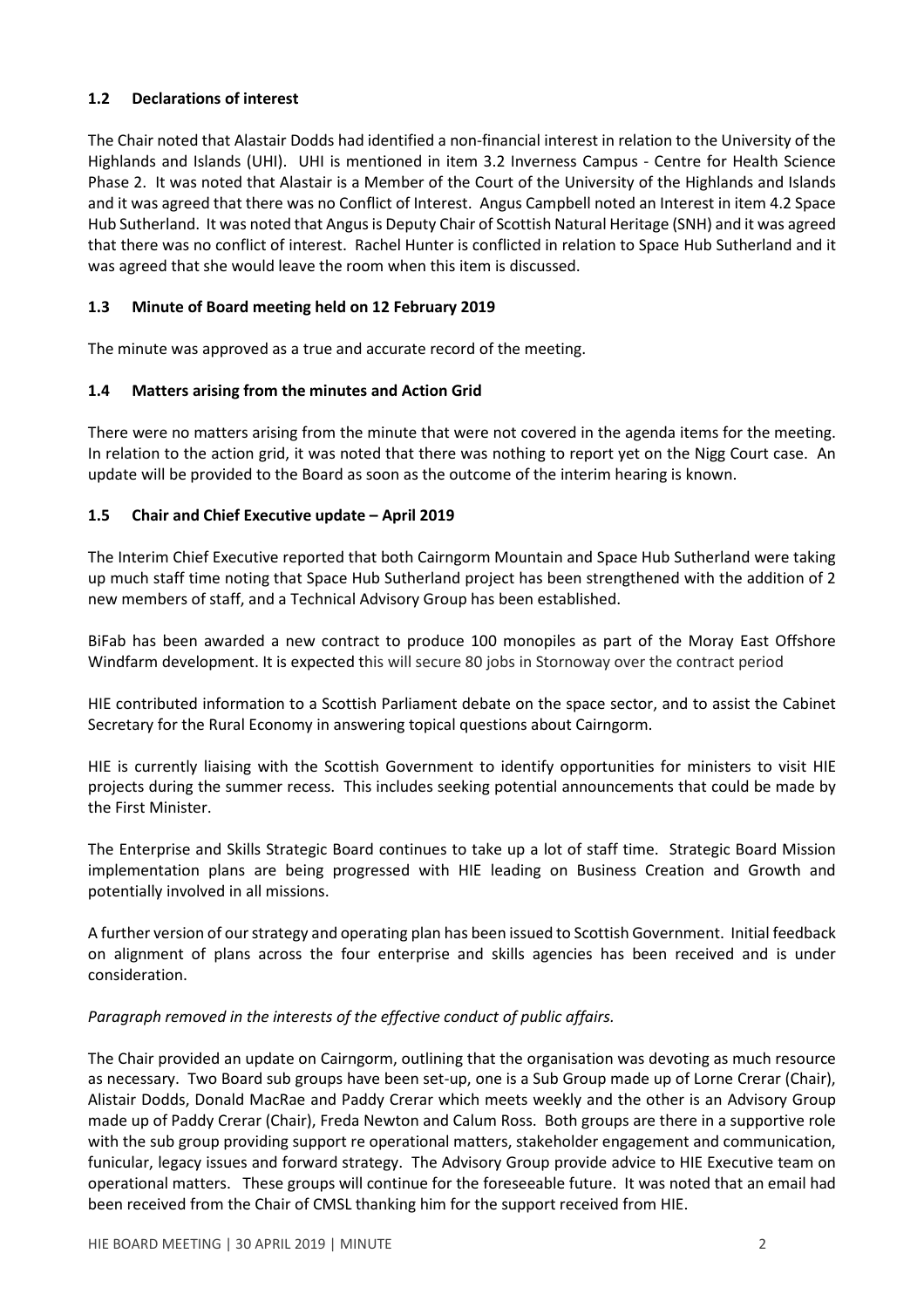### 1.2 Declarations of interest

The Chair noted that Alastair Dodds had identified a non-financial interest in relation to the University of the Highlands and Islands (UHI). UHI is mentioned in item 3.2 Inverness Campus - Centre for Health Science Phase 2. It was noted that Alastair is a Member of the Court of the University of the Highlands and Islands and it was agreed that there was no Conflict of Interest. Angus Campbell noted an Interest in item 4.2 Space Hub Sutherland. It was noted that Angus is Deputy Chair of Scottish Natural Heritage (SNH) and it was agreed that there was no conflict of interest. Rachel Hunter is conflicted in relation to Space Hub Sutherland and it was agreed that she would leave the room when this item is discussed.

### 1.3 Minute of Board meeting held on 12 February 2019

The minute was approved as a true and accurate record of the meeting.

### 1.4 Matters arising from the minutes and Action Grid

There were no matters arising from the minute that were not covered in the agenda items for the meeting. In relation to the action grid, it was noted that there was nothing to report yet on the Nigg Court case. An update will be provided to the Board as soon as the outcome of the interim hearing is known.

### 1.5 Chair and Chief Executive update – April 2019

The Interim Chief Executive reported that both Cairngorm Mountain and Space Hub Sutherland were taking up much staff time noting that Space Hub Sutherland project has been strengthened with the addition of 2 new members of staff, and a Technical Advisory Group has been established.

BiFab has been awarded a new contract to produce 100 monopiles as part of the Moray East Offshore Windfarm development. It is expected this will secure 80 jobs in Stornoway over the contract period

HIE contributed information to a Scottish Parliament debate on the space sector, and to assist the Cabinet Secretary for the Rural Economy in answering topical questions about Cairngorm.

HIE is currently liaising with the Scottish Government to identify opportunities for ministers to visit HIE projects during the summer recess. This includes seeking potential announcements that could be made by the First Minister.

The Enterprise and Skills Strategic Board continues to take up a lot of staff time. Strategic Board Mission implementation plans are being progressed with HIE leading on Business Creation and Growth and potentially involved in all missions.

A further version of our strategy and operating plan has been issued to Scottish Government. Initial feedback on alignment of plans across the four enterprise and skills agencies has been received and is under consideration.

*Paragraph removed in the interests of the effective conduct of public affairs.*

The Chair provided an update on Cairngorm, outlining that the organisation was devoting as much resource as necessary. Two Board sub groups have been set-up, one is a Sub Group made up of Lorne Crerar (Chair), Alistair Dodds, Donald MacRae and Paddy Crerar which meets weekly and the other is an Advisory Group made up of Paddy Crerar (Chair), Freda Newton and Calum Ross. Both groups are there in a supportive role with the sub group providing support re operational matters, stakeholder engagement and communication, funicular, legacy issues and forward strategy. The Advisory Group provide advice to HIE Executive team on operational matters. These groups will continue for the foreseeable future. It was noted that an email had been received from the Chair of CMSL thanking him for the support received from HIE.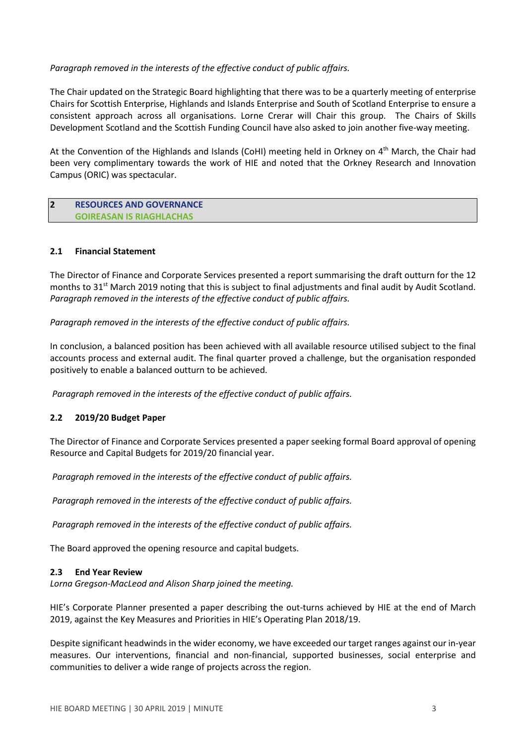*Paragraph removed in the interests of the effective conduct of public affairs.*

The Chair updated on the Strategic Board highlighting that there was to be a quarterly meeting of enterprise Chairs for Scottish Enterprise, Highlands and Islands Enterprise and South of Scotland Enterprise to ensure a consistent approach across all organisations. Lorne Crerar will Chair this group. The Chairs of Skills Development Scotland and the Scottish Funding Council have also asked to join another five-way meeting.

At the Convention of the Highlands and Islands (CoHI) meeting held in Orkney on 4th March, the Chair had been very complimentary towards the work of HIE and noted that the Orkney Research and Innovation Campus (ORIC) was spectacular.

## 2 RESOURCES AND GOVERNANCE
## GOIREASAN IS RIAGHLACHAS

### 2.1 Financial Statement

The Director of Finance and Corporate Services presented a report summarising the draft outturn for the 12 months to 31st March 2019 noting that this is subject to final adjustments and final audit by Audit Scotland. *Paragraph removed in the interests of the effective conduct of public affairs.*

*Paragraph removed in the interests of the effective conduct of public affairs.*

In conclusion, a balanced position has been achieved with all available resource utilised subject to the final accounts process and external audit. The final quarter proved a challenge, but the organisation responded positively to enable a balanced outturn to be achieved.

*Paragraph removed in the interests of the effective conduct of public affairs.*

### 2.2 2019/20 Budget Paper

The Director of Finance and Corporate Services presented a paper seeking formal Board approval of opening Resource and Capital Budgets for 2019/20 financial year.

*Paragraph removed in the interests of the effective conduct of public affairs.*

*Paragraph removed in the interests of the effective conduct of public affairs.*

*Paragraph removed in the interests of the effective conduct of public affairs.*

The Board approved the opening resource and capital budgets.

### 2.3 End Year Review

*Lorna Gregson-MacLeod and Alison Sharp joined the meeting.*

HIE's Corporate Planner presented a paper describing the out-turns achieved by HIE at the end of March 2019, against the Key Measures and Priorities in HIE's Operating Plan 2018/19.

Despite significant headwinds in the wider economy, we have exceeded our target ranges against our in-year measures. Our interventions, financial and non-financial, supported businesses, social enterprise and communities to deliver a wide range of projects across the region.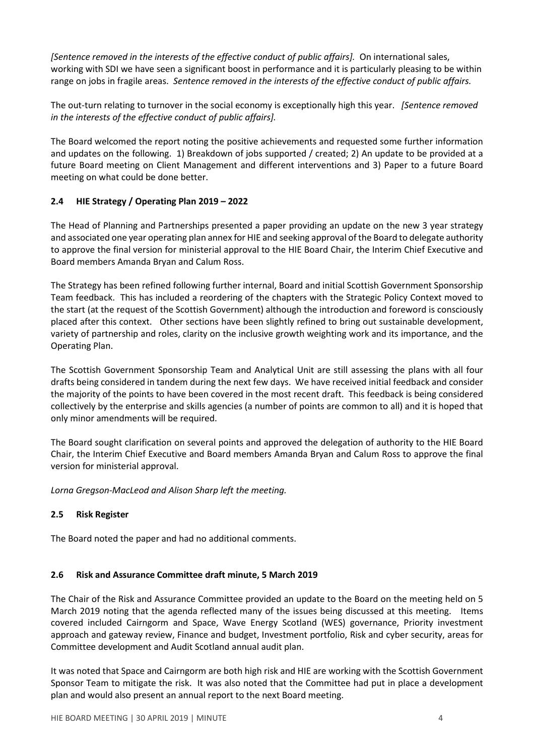*[Sentence removed in the interests of the effective conduct of public affairs].* On international sales, working with SDI we have seen a significant boost in performance and it is particularly pleasing to be within range on jobs in fragile areas. *Sentence removed in the interests of the effective conduct of public affairs.*

The out-turn relating to turnover in the social economy is exceptionally high this year. *[Sentence removed in the interests of the effective conduct of public affairs].*

The Board welcomed the report noting the positive achievements and requested some further information and updates on the following. 1) Breakdown of jobs supported / created; 2) An update to be provided at a future Board meeting on Client Management and different interventions and 3) Paper to a future Board meeting on what could be done better.

### 2.4 HIE Strategy / Operating Plan 2019 – 2022

The Head of Planning and Partnerships presented a paper providing an update on the new 3 year strategy and associated one year operating plan annex for HIE and seeking approval of the Board to delegate authority to approve the final version for ministerial approval to the HIE Board Chair, the Interim Chief Executive and Board members Amanda Bryan and Calum Ross.

The Strategy has been refined following further internal, Board and initial Scottish Government Sponsorship Team feedback. This has included a reordering of the chapters with the Strategic Policy Context moved to the start (at the request of the Scottish Government) although the introduction and foreword is consciously placed after this context. Other sections have been slightly refined to bring out sustainable development, variety of partnership and roles, clarity on the inclusive growth weighting work and its importance, and the Operating Plan.

The Scottish Government Sponsorship Team and Analytical Unit are still assessing the plans with all four drafts being considered in tandem during the next few days. We have received initial feedback and consider the majority of the points to have been covered in the most recent draft. This feedback is being considered collectively by the enterprise and skills agencies (a number of points are common to all) and it is hoped that only minor amendments will be required.

The Board sought clarification on several points and approved the delegation of authority to the HIE Board Chair, the Interim Chief Executive and Board members Amanda Bryan and Calum Ross to approve the final version for ministerial approval.

*Lorna Gregson-MacLeod and Alison Sharp left the meeting.*

### 2.5 Risk Register

The Board noted the paper and had no additional comments.

### 2.6 Risk and Assurance Committee draft minute, 5 March 2019

The Chair of the Risk and Assurance Committee provided an update to the Board on the meeting held on 5 March 2019 noting that the agenda reflected many of the issues being discussed at this meeting. Items covered included Cairngorm and Space, Wave Energy Scotland (WES) governance, Priority investment approach and gateway review, Finance and budget, Investment portfolio, Risk and cyber security, areas for Committee development and Audit Scotland annual audit plan.

It was noted that Space and Cairngorm are both high risk and HIE are working with the Scottish Government Sponsor Team to mitigate the risk. It was also noted that the Committee had put in place a development plan and would also present an annual report to the next Board meeting.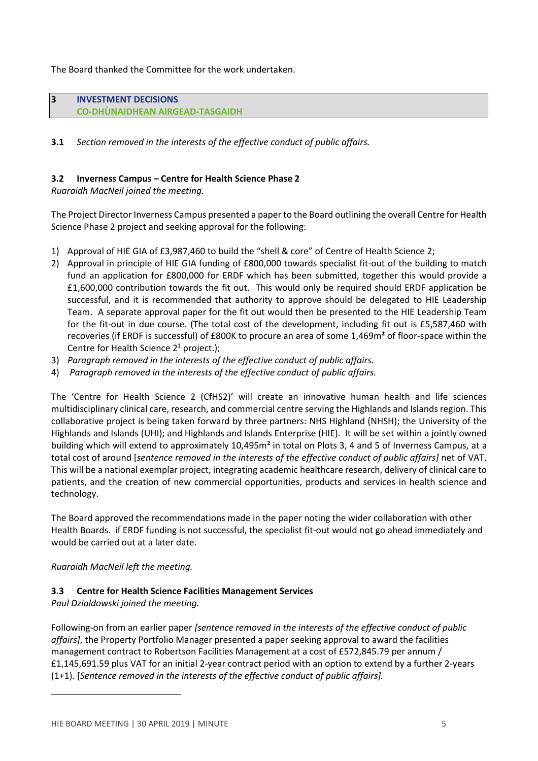The Board thanked the Committee for the work undertaken.

## 3 INVESTMENT DECISIONS
## CO-DHÙNAIDHEAN AIRGEAD-TASGAIDH

**3.1** *Section removed in the interests of the effective conduct of public affairs.*

### 3.2 Inverness Campus – Centre for Health Science Phase 2

*Ruaraidh MacNeil joined the meeting.*

The Project Director Inverness Campus presented a paper to the Board outlining the overall Centre for Health Science Phase 2 project and seeking approval for the following:

1) Approval of HIE GIA of £3,987,460 to build the "shell & core" of Centre of Health Science 2;
2) Approval in principle of HIE GIA funding of £800,000 towards specialist fit-out of the building to match fund an application for £800,000 for ERDF which has been submitted, together this would provide a £1,600,000 contribution towards the fit out. This would only be required should ERDF application be successful, and it is recommended that authority to approve should be delegated to HIE Leadership Team. A separate approval paper for the fit out would then be presented to the HIE Leadership Team for the fit-out in due course. (The total cost of the development, including fit out is £5,587,460 with recoveries (if ERDF is successful) of £800K to procure an area of some 1,469m² of floor-space within the Centre for Health Science 2[1] project.);
3) *Paragraph removed in the interests of the effective conduct of public affairs.*
4) *Paragraph removed in the interests of the effective conduct of public affairs.*

The 'Centre for Health Science 2 (CfHS2)' will create an innovative human health and life sciences multidisciplinary clinical care, research, and commercial centre serving the Highlands and Islands region. This collaborative project is being taken forward by three partners: NHS Highland (NHSH); the University of the Highlands and Islands (UHI); and Highlands and Islands Enterprise (HIE). It will be set within a jointly owned building which will extend to approximately 10,495m² in total on Plots 3, 4 and 5 of Inverness Campus, at a total cost of around [*sentence removed in the interests of the effective conduct of public affairs*] net of VAT. This will be a national exemplar project, integrating academic healthcare research, delivery of clinical care to patients, and the creation of new commercial opportunities, products and services in health science and technology.

The Board approved the recommendations made in the paper noting the wider collaboration with other Health Boards. if ERDF funding is not successful, the specialist fit-out would not go ahead immediately and would be carried out at a later date.

*Ruaraidh MacNeil left the meeting.*

### 3.3 Centre for Health Science Facilities Management Services

*Paul Dzialdowski joined the meeting.*

Following-on from an earlier paper *[sentence removed in the interests of the effective conduct of public affairs]*, the Property Portfolio Manager presented a paper seeking approval to award the facilities management contract to Robertson Facilities Management at a cost of £572,845.79 per annum / £1,145,691.59 plus VAT for an initial 2-year contract period with an option to extend by a further 2-years (1+1). [*Sentence removed in the interests of the effective conduct of public affairs].*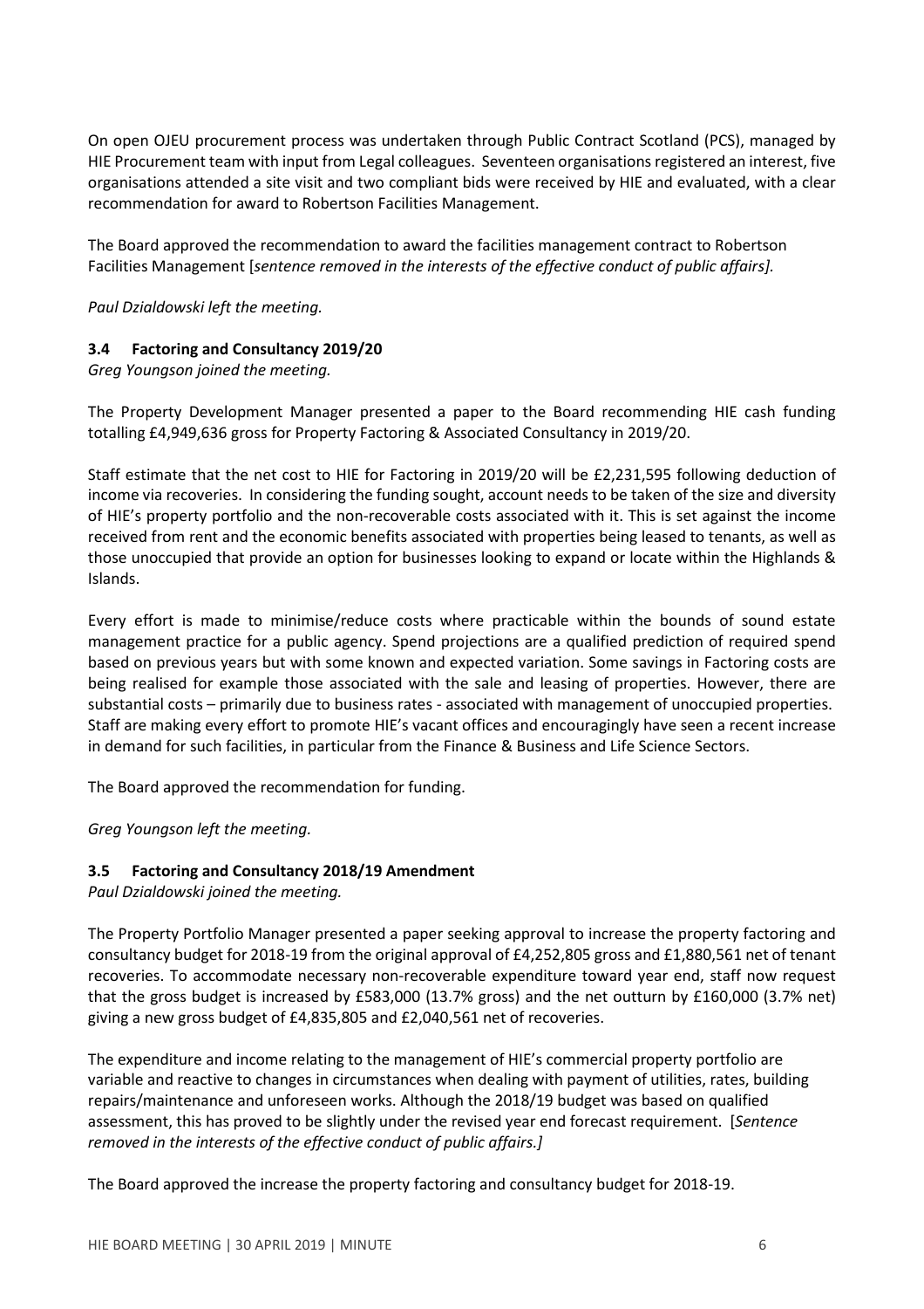On open OJEU procurement process was undertaken through Public Contract Scotland (PCS), managed by HIE Procurement team with input from Legal colleagues. Seventeen organisations registered an interest, five organisations attended a site visit and two compliant bids were received by HIE and evaluated, with a clear recommendation for award to Robertson Facilities Management.

The Board approved the recommendation to award the facilities management contract to Robertson Facilities Management [*sentence removed in the interests of the effective conduct of public affairs].*

*Paul Dzialdowski left the meeting.*

### 3.4 Factoring and Consultancy 2019/20

*Greg Youngson joined the meeting.*

The Property Development Manager presented a paper to the Board recommending HIE cash funding totalling £4,949,636 gross for Property Factoring & Associated Consultancy in 2019/20.

Staff estimate that the net cost to HIE for Factoring in 2019/20 will be £2,231,595 following deduction of income via recoveries. In considering the funding sought, account needs to be taken of the size and diversity of HIE's property portfolio and the non-recoverable costs associated with it. This is set against the income received from rent and the economic benefits associated with properties being leased to tenants, as well as those unoccupied that provide an option for businesses looking to expand or locate within the Highlands & Islands.

Every effort is made to minimise/reduce costs where practicable within the bounds of sound estate management practice for a public agency. Spend projections are a qualified prediction of required spend based on previous years but with some known and expected variation. Some savings in Factoring costs are being realised for example those associated with the sale and leasing of properties. However, there are substantial costs – primarily due to business rates - associated with management of unoccupied properties. Staff are making every effort to promote HIE's vacant offices and encouragingly have seen a recent increase in demand for such facilities, in particular from the Finance & Business and Life Science Sectors.

The Board approved the recommendation for funding.

*Greg Youngson left the meeting.*

### 3.5 Factoring and Consultancy 2018/19 Amendment

*Paul Dzialdowski joined the meeting.*

The Property Portfolio Manager presented a paper seeking approval to increase the property factoring and consultancy budget for 2018-19 from the original approval of £4,252,805 gross and £1,880,561 net of tenant recoveries. To accommodate necessary non-recoverable expenditure toward year end, staff now request that the gross budget is increased by £583,000 (13.7% gross) and the net outturn by £160,000 (3.7% net) giving a new gross budget of £4,835,805 and £2,040,561 net of recoveries.

The expenditure and income relating to the management of HIE's commercial property portfolio are variable and reactive to changes in circumstances when dealing with payment of utilities, rates, building repairs/maintenance and unforeseen works. Although the 2018/19 budget was based on qualified assessment, this has proved to be slightly under the revised year end forecast requirement. [*Sentence removed in the interests of the effective conduct of public affairs.]*

The Board approved the increase the property factoring and consultancy budget for 2018-19.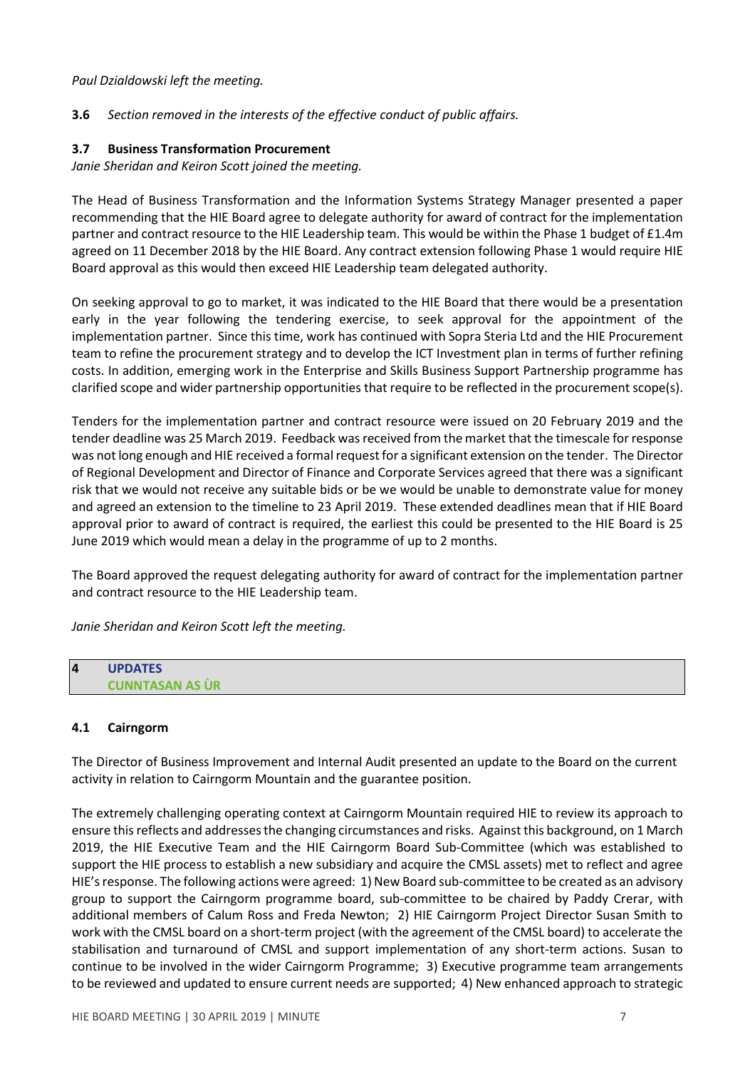*Paul Dzialdowski left the meeting.*

**3.6** *Section removed in the interests of the effective conduct of public affairs.*

### 3.7 Business Transformation Procurement

*Janie Sheridan and Keiron Scott joined the meeting.*

The Head of Business Transformation and the Information Systems Strategy Manager presented a paper recommending that the HIE Board agree to delegate authority for award of contract for the implementation partner and contract resource to the HIE Leadership team. This would be within the Phase 1 budget of £1.4m agreed on 11 December 2018 by the HIE Board. Any contract extension following Phase 1 would require HIE Board approval as this would then exceed HIE Leadership team delegated authority.

On seeking approval to go to market, it was indicated to the HIE Board that there would be a presentation early in the year following the tendering exercise, to seek approval for the appointment of the implementation partner. Since this time, work has continued with Sopra Steria Ltd and the HIE Procurement team to refine the procurement strategy and to develop the ICT Investment plan in terms of further refining costs. In addition, emerging work in the Enterprise and Skills Business Support Partnership programme has clarified scope and wider partnership opportunities that require to be reflected in the procurement scope(s).

Tenders for the implementation partner and contract resource were issued on 20 February 2019 and the tender deadline was 25 March 2019. Feedback was received from the market that the timescale for response was not long enough and HIE received a formal request for a significant extension on the tender. The Director of Regional Development and Director of Finance and Corporate Services agreed that there was a significant risk that we would not receive any suitable bids or be we would be unable to demonstrate value for money and agreed an extension to the timeline to 23 April 2019. These extended deadlines mean that if HIE Board approval prior to award of contract is required, the earliest this could be presented to the HIE Board is 25 June 2019 which would mean a delay in the programme of up to 2 months.

The Board approved the request delegating authority for award of contract for the implementation partner and contract resource to the HIE Leadership team.

*Janie Sheridan and Keiron Scott left the meeting.*

## 4 UPDATES
## CUNNTASAN AS ÙR

### 4.1 Cairngorm

The Director of Business Improvement and Internal Audit presented an update to the Board on the current activity in relation to Cairngorm Mountain and the guarantee position.

The extremely challenging operating context at Cairngorm Mountain required HIE to review its approach to ensure this reflects and addresses the changing circumstances and risks. Against this background, on 1 March 2019, the HIE Executive Team and the HIE Cairngorm Board Sub-Committee (which was established to support the HIE process to establish a new subsidiary and acquire the CMSL assets) met to reflect and agree HIE's response. The following actions were agreed: 1) New Board sub-committee to be created as an advisory group to support the Cairngorm programme board, sub-committee to be chaired by Paddy Crerar, with additional members of Calum Ross and Freda Newton; 2) HIE Cairngorm Project Director Susan Smith to work with the CMSL board on a short-term project (with the agreement of the CMSL board) to accelerate the stabilisation and turnaround of CMSL and support implementation of any short-term actions. Susan to continue to be involved in the wider Cairngorm Programme; 3) Executive programme team arrangements to be reviewed and updated to ensure current needs are supported; 4) New enhanced approach to strategic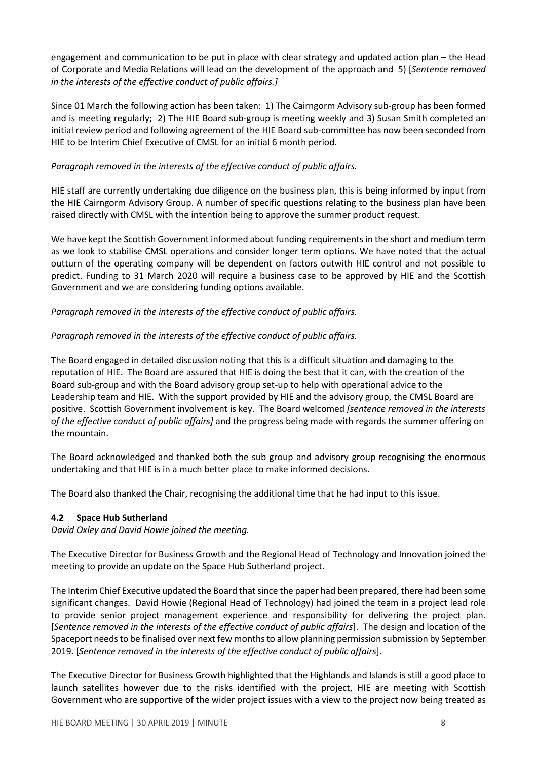engagement and communication to be put in place with clear strategy and updated action plan – the Head of Corporate and Media Relations will lead on the development of the approach and 5) [*Sentence removed in the interests of the effective conduct of public affairs.]*

Since 01 March the following action has been taken: 1) The Cairngorm Advisory sub-group has been formed and is meeting regularly; 2) The HIE Board sub-group is meeting weekly and 3) Susan Smith completed an initial review period and following agreement of the HIE Board sub-committee has now been seconded from HIE to be Interim Chief Executive of CMSL for an initial 6 month period.

*Paragraph removed in the interests of the effective conduct of public affairs.*

HIE staff are currently undertaking due diligence on the business plan, this is being informed by input from the HIE Cairngorm Advisory Group. A number of specific questions relating to the business plan have been raised directly with CMSL with the intention being to approve the summer product request.

We have kept the Scottish Government informed about funding requirements in the short and medium term as we look to stabilise CMSL operations and consider longer term options. We have noted that the actual outturn of the operating company will be dependent on factors outwith HIE control and not possible to predict. Funding to 31 March 2020 will require a business case to be approved by HIE and the Scottish Government and we are considering funding options available.

*Paragraph removed in the interests of the effective conduct of public affairs.*

*Paragraph removed in the interests of the effective conduct of public affairs.*

The Board engaged in detailed discussion noting that this is a difficult situation and damaging to the reputation of HIE. The Board are assured that HIE is doing the best that it can, with the creation of the Board sub-group and with the Board advisory group set-up to help with operational advice to the Leadership team and HIE. With the support provided by HIE and the advisory group, the CMSL Board are positive. Scottish Government involvement is key. The Board welcomed *[sentence removed in the interests of the effective conduct of public affairs]* and the progress being made with regards the summer offering on the mountain.

The Board acknowledged and thanked both the sub group and advisory group recognising the enormous undertaking and that HIE is in a much better place to make informed decisions.

The Board also thanked the Chair, recognising the additional time that he had input to this issue.

### 4.2 Space Hub Sutherland

*David Oxley and David Howie joined the meeting.*

The Executive Director for Business Growth and the Regional Head of Technology and Innovation joined the meeting to provide an update on the Space Hub Sutherland project.

The Interim Chief Executive updated the Board that since the paper had been prepared, there had been some significant changes. David Howie (Regional Head of Technology) had joined the team in a project lead role to provide senior project management experience and responsibility for delivering the project plan. [*Sentence removed in the interests of the effective conduct of public affairs*]. The design and location of the Spaceport needs to be finalised over next few months to allow planning permission submission by September 2019. [*Sentence removed in the interests of the effective conduct of public affairs*].

The Executive Director for Business Growth highlighted that the Highlands and Islands is still a good place to launch satellites however due to the risks identified with the project, HIE are meeting with Scottish Government who are supportive of the wider project issues with a view to the project now being treated as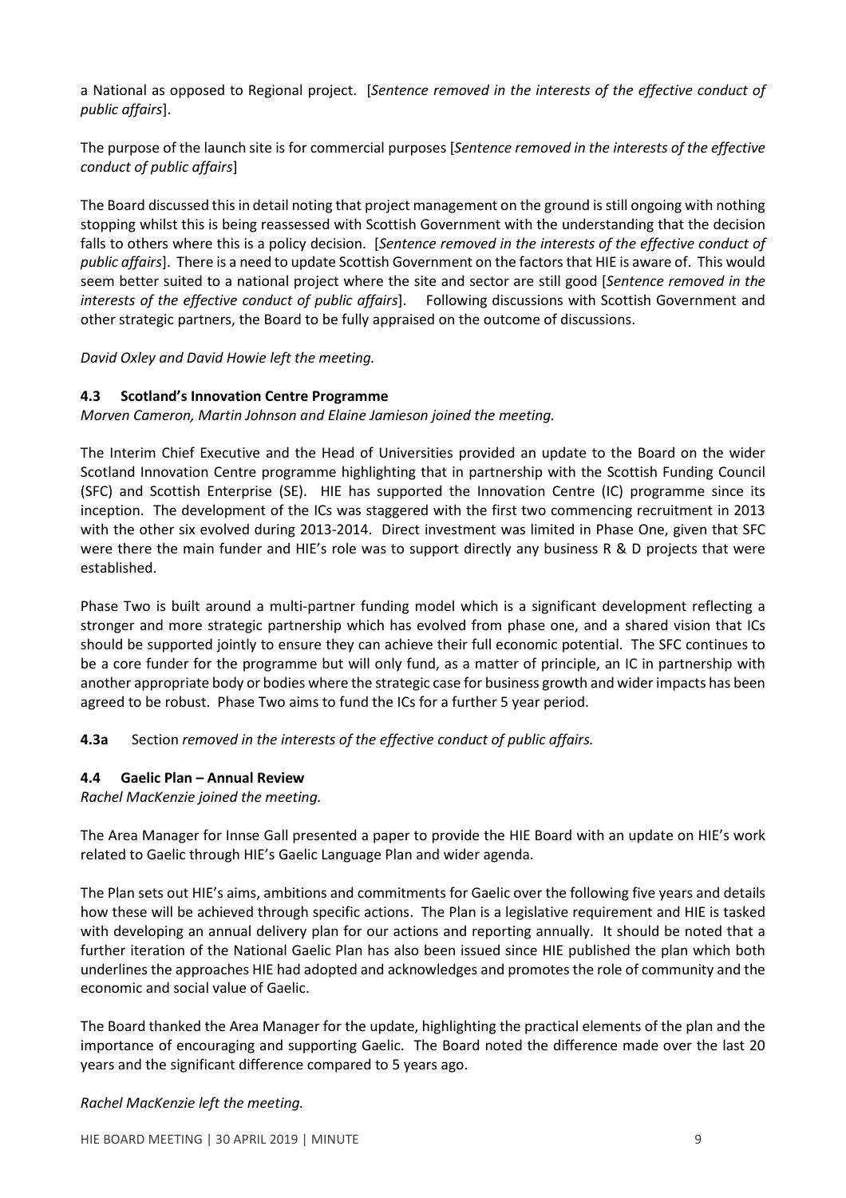a National as opposed to Regional project. [*Sentence removed in the interests of the effective conduct of public affairs*].

The purpose of the launch site is for commercial purposes [*Sentence removed in the interests of the effective conduct of public affairs*]

The Board discussed this in detail noting that project management on the ground is still ongoing with nothing stopping whilst this is being reassessed with Scottish Government with the understanding that the decision falls to others where this is a policy decision. [*Sentence removed in the interests of the effective conduct of public affairs*]. There is a need to update Scottish Government on the factors that HIE is aware of. This would seem better suited to a national project where the site and sector are still good [*Sentence removed in the interests of the effective conduct of public affairs*]. Following discussions with Scottish Government and other strategic partners, the Board to be fully appraised on the outcome of discussions.

*David Oxley and David Howie left the meeting.*

### 4.3 Scotland's Innovation Centre Programme

*Morven Cameron, Martin Johnson and Elaine Jamieson joined the meeting.*

The Interim Chief Executive and the Head of Universities provided an update to the Board on the wider Scotland Innovation Centre programme highlighting that in partnership with the Scottish Funding Council (SFC) and Scottish Enterprise (SE). HIE has supported the Innovation Centre (IC) programme since its inception. The development of the ICs was staggered with the first two commencing recruitment in 2013 with the other six evolved during 2013-2014. Direct investment was limited in Phase One, given that SFC were there the main funder and HIE's role was to support directly any business R & D projects that were established.

Phase Two is built around a multi-partner funding model which is a significant development reflecting a stronger and more strategic partnership which has evolved from phase one, and a shared vision that ICs should be supported jointly to ensure they can achieve their full economic potential. The SFC continues to be a core funder for the programme but will only fund, as a matter of principle, an IC in partnership with another appropriate body or bodies where the strategic case for business growth and wider impacts has been agreed to be robust. Phase Two aims to fund the ICs for a further 5 year period.

**4.3a** Section *removed in the interests of the effective conduct of public affairs.*

### 4.4 Gaelic Plan – Annual Review

*Rachel MacKenzie joined the meeting.*

The Area Manager for Innse Gall presented a paper to provide the HIE Board with an update on HIE's work related to Gaelic through HIE's Gaelic Language Plan and wider agenda.

The Plan sets out HIE's aims, ambitions and commitments for Gaelic over the following five years and details how these will be achieved through specific actions. The Plan is a legislative requirement and HIE is tasked with developing an annual delivery plan for our actions and reporting annually. It should be noted that a further iteration of the National Gaelic Plan has also been issued since HIE published the plan which both underlines the approaches HIE had adopted and acknowledges and promotes the role of community and the economic and social value of Gaelic.

The Board thanked the Area Manager for the update, highlighting the practical elements of the plan and the importance of encouraging and supporting Gaelic. The Board noted the difference made over the last 20 years and the significant difference compared to 5 years ago.

*Rachel MacKenzie left the meeting.*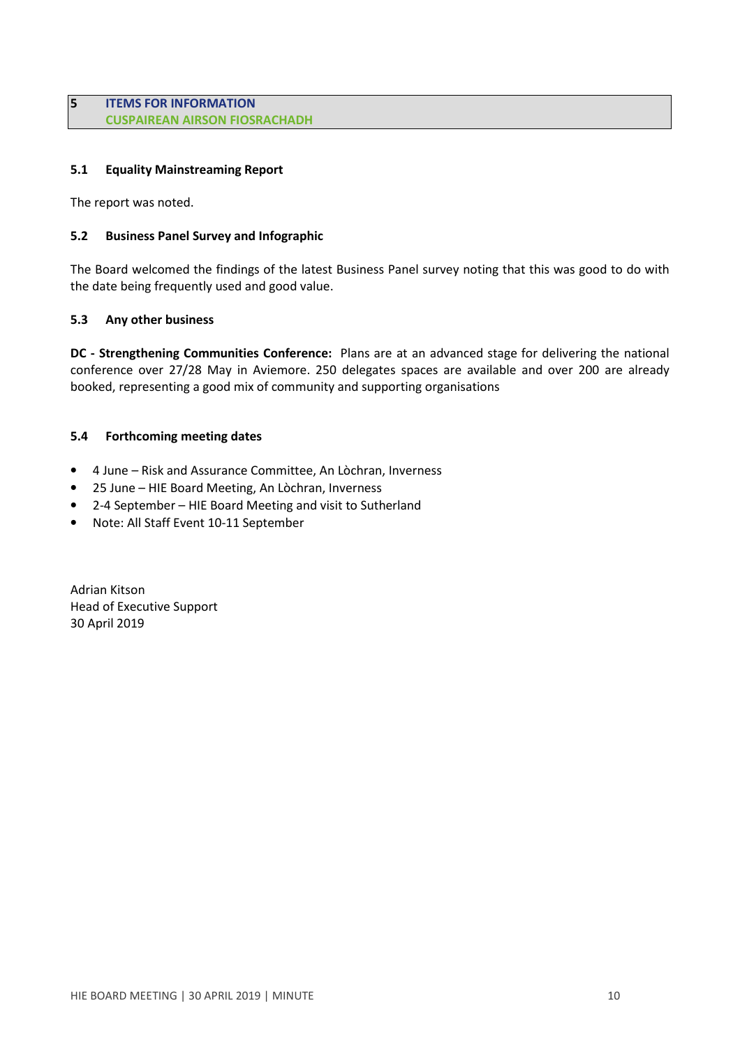## 5 ITEMS FOR INFORMATION
## CUSPAIREAN AIRSON FIOSRACHADH

### 5.1 Equality Mainstreaming Report

The report was noted.

### 5.2 Business Panel Survey and Infographic

The Board welcomed the findings of the latest Business Panel survey noting that this was good to do with the date being frequently used and good value.

### 5.3 Any other business

**DC - Strengthening Communities Conference:** Plans are at an advanced stage for delivering the national conference over 27/28 May in Aviemore. 250 delegates spaces are available and over 200 are already booked, representing a good mix of community and supporting organisations

### 5.4 Forthcoming meeting dates

- 4 June – Risk and Assurance Committee, An Lòchran, Inverness
- 25 June – HIE Board Meeting, An Lòchran, Inverness
- 2-4 September – HIE Board Meeting and visit to Sutherland
- Note: All Staff Event 10-11 September

Adrian Kitson
Head of Executive Support
30 April 2019